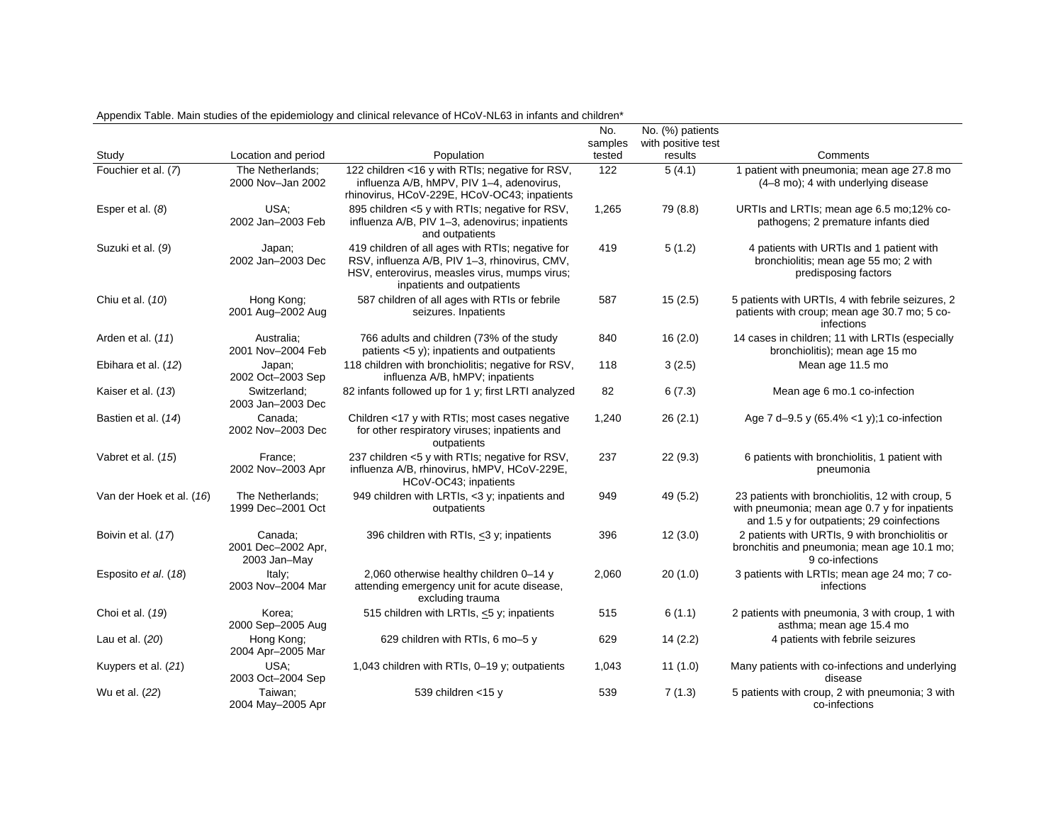Appendix Table. Main studies of the epidemiology and clinical relevance of HCoV-NL63 in infants and children*

| Study | Location and period | Population | No. samples tested | No. (%) patients with positive test results | Comments |
|---|---|---|---|---|---|
| Fouchier et al. (*7*) | The Netherlands; 2000 Nov–Jan 2002 | 122 children <16 y with RTIs; negative for RSV, influenza A/B, hMPV, PIV 1–4, adenovirus, rhinovirus, HCoV-229E, HCoV-OC43; inpatients | 122 | 5 (4.1) | 1 patient with pneumonia; mean age 27.8 mo (4–8 mo); 4 with underlying disease |
| Esper et al. (*8*) | USA; 2002 Jan–2003 Feb | 895 children <5 y with RTIs; negative for RSV, influenza A/B, PIV 1–3, adenovirus; inpatients and outpatients | 1,265 | 79 (8.8) | URTIs and LRTIs; mean age 6.5 mo;12% co-pathogens; 2 premature infants died |
| Suzuki et al. (*9*) | Japan; 2002 Jan–2003 Dec | 419 children of all ages with RTIs; negative for RSV, influenza A/B, PIV 1–3, rhinovirus, CMV, HSV, enterovirus, measles virus, mumps virus; inpatients and outpatients | 419 | 5 (1.2) | 4 patients with URTIs and 1 patient with bronchiolitis; mean age 55 mo; 2 with predisposing factors |
| Chiu et al. (*10*) | Hong Kong; 2001 Aug–2002 Aug | 587 children of all ages with RTIs or febrile seizures. Inpatients | 587 | 15 (2.5) | 5 patients with URTIs, 4 with febrile seizures, 2 patients with croup; mean age 30.7 mo; 5 co-infections |
| Arden et al. (*11*) | Australia; 2001 Nov–2004 Feb | 766 adults and children (73% of the study patients <5 y); inpatients and outpatients | 840 | 16 (2.0) | 14 cases in children; 11 with LRTIs (especially bronchiolitis); mean age 15 mo |
| Ebihara et al. (*12*) | Japan; 2002 Oct–2003 Sep | 118 children with bronchiolitis; negative for RSV, influenza A/B, hMPV; inpatients | 118 | 3 (2.5) | Mean age 11.5 mo |
| Kaiser et al. (*13*) | Switzerland; 2003 Jan–2003 Dec | 82 infants followed up for 1 y; first LRTI analyzed | 82 | 6 (7.3) | Mean age 6 mo.1 co-infection |
| Bastien et al. (*14*) | Canada; 2002 Nov–2003 Dec | Children <17 y with RTIs; most cases negative for other respiratory viruses; inpatients and outpatients | 1,240 | 26 (2.1) | Age 7 d–9.5 y (65.4% <1 y);1 co-infection |
| Vabret et al. (*15*) | France; 2002 Nov–2003 Apr | 237 children <5 y with RTIs; negative for RSV, influenza A/B, rhinovirus, hMPV, HCoV-229E, HCoV-OC43; inpatients | 237 | 22 (9.3) | 6 patients with bronchiolitis, 1 patient with pneumonia |
| Van der Hoek et al. (*16*) | The Netherlands; 1999 Dec–2001 Oct | 949 children with LRTIs, <3 y; inpatients and outpatients | 949 | 49 (5.2) | 23 patients with bronchiolitis, 12 with croup, 5 with pneumonia; mean age 0.7 y for inpatients and 1.5 y for outpatients; 29 coinfections |
| Boivin et al. (*17*) | Canada; 2001 Dec–2002 Apr, 2003 Jan–May | 396 children with RTIs, <u><</u>3 y; inpatients | 396 | 12 (3.0) | 2 patients with URTIs, 9 with bronchiolitis or bronchitis and pneumonia; mean age 10.1 mo; 9 co-infections |
| Esposito *et al*. (*18*) | Italy; 2003 Nov–2004 Mar | 2,060 otherwise healthy children 0–14 y attending emergency unit for acute disease, excluding trauma | 2,060 | 20 (1.0) | 3 patients with LRTIs; mean age 24 mo; 7 co-infections |
| Choi et al. (*19*) | Korea; 2000 Sep–2005 Aug | 515 children with LRTIs, <u><</u>5 y; inpatients | 515 | 6 (1.1) | 2 patients with pneumonia, 3 with croup, 1 with asthma; mean age 15.4 mo |
| Lau et al. (*20*) | Hong Kong; 2004 Apr–2005 Mar | 629 children with RTIs, 6 mo–5 y | 629 | 14 (2.2) | 4 patients with febrile seizures |
| Kuypers et al. (*21*) | USA; 2003 Oct–2004 Sep | 1,043 children with RTIs, 0–19 y; outpatients | 1,043 | 11 (1.0) | Many patients with co-infections and underlying disease |
| Wu et al. (*22*) | Taiwan; 2004 May–2005 Apr | 539 children <15 y | 539 | 7 (1.3) | 5 patients with croup, 2 with pneumonia; 3 with co-infections |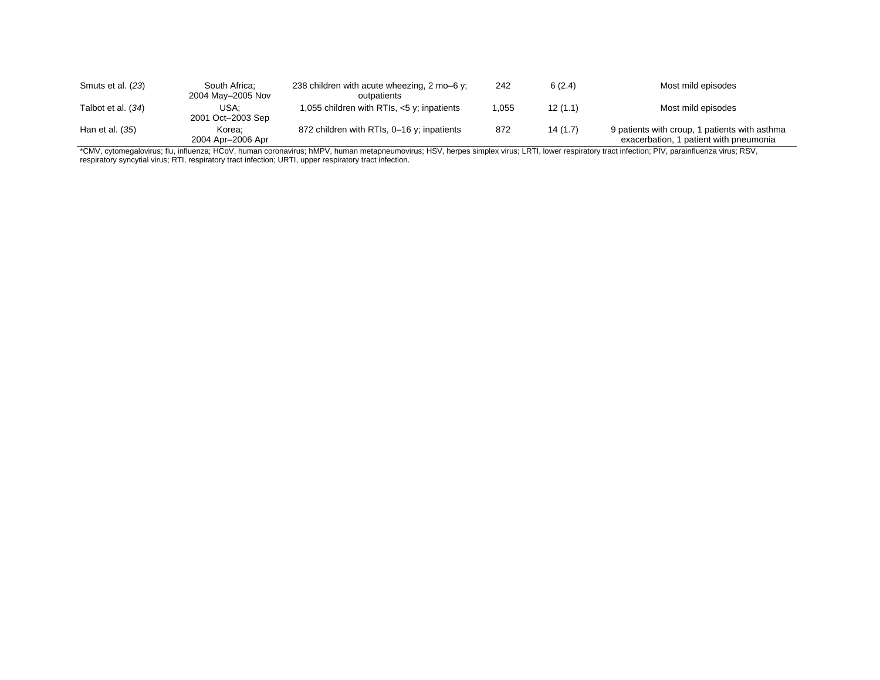| | | | | | |
|---|---|---|---|---|---|
| Smuts et al. (*23*) | South Africa; 2004 May–2005 Nov | 238 children with acute wheezing, 2 mo–6 y; outpatients | 242 | 6 (2.4) | Most mild episodes |
| Talbot et al. (*34*) | USA; 2001 Oct–2003 Sep | 1,055 children with RTIs, <5 y; inpatients | 1,055 | 12 (1.1) | Most mild episodes |
| Han et al. (*35*) | Korea; 2004 Apr–2006 Apr | 872 children with RTIs, 0–16 y; inpatients | 872 | 14 (1.7) | 9 patients with croup, 1 patients with asthma exacerbation, 1 patient with pneumonia |

*CMV, cytomegalovirus; flu, influenza; HCoV, human coronavirus; hMPV, human metapneumovirus; HSV, herpes simplex virus; LRTI, lower respiratory tract infection; PIV, parainfluenza virus; RSV, respiratory syncytial virus; RTI, respiratory tract infection; URTI, upper respiratory tract infection.